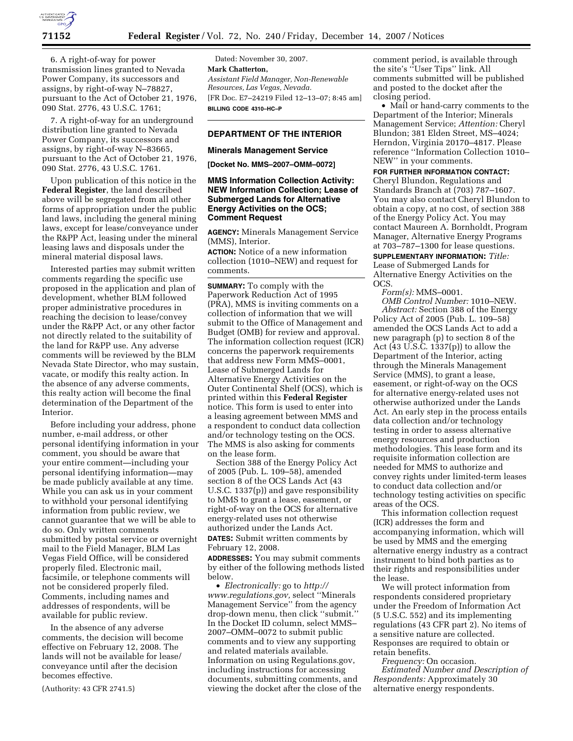6. A right-of-way for power transmission lines granted to Nevada Power Company, its successors and assigns, by right-of-way N–78827, pursuant to the Act of October 21, 1976, 090 Stat. 2776, 43 U.S.C. 1761;

7. A right-of-way for an underground distribution line granted to Nevada Power Company, its successors and assigns, by right-of-way N–83665, pursuant to the Act of October 21, 1976, 090 Stat. 2776, 43 U.S.C. 1761.

Upon publication of this notice in the **Federal Register**, the land described above will be segregated from all other forms of appropriation under the public land laws, including the general mining laws, except for lease/conveyance under the R&PP Act, leasing under the mineral leasing laws and disposals under the mineral material disposal laws.

Interested parties may submit written comments regarding the specific use proposed in the application and plan of development, whether BLM followed proper administrative procedures in reaching the decision to lease/convey under the R&PP Act, or any other factor not directly related to the suitability of the land for R&PP use. Any adverse comments will be reviewed by the BLM Nevada State Director, who may sustain, vacate, or modify this realty action. In the absence of any adverse comments, this realty action will become the final determination of the Department of the Interior.

Before including your address, phone number, e-mail address, or other personal identifying information in your comment, you should be aware that your entire comment—including your personal identifying information—may be made publicly available at any time. While you can ask us in your comment to withhold your personal identifying information from public review, we cannot guarantee that we will be able to do so. Only written comments submitted by postal service or overnight mail to the Field Manager, BLM Las Vegas Field Office, will be considered properly filed. Electronic mail, facsimile, or telephone comments will not be considered properly filed. Comments, including names and addresses of respondents, will be available for public review.

In the absence of any adverse comments, the decision will become effective on February 12, 2008. The lands will not be available for lease/conveyance until after the decision becomes effective.

(Authority: 43 CFR 2741.5)

Dated: November 30, 2007.

**Mark Chatterton,**

*Assistant Field Manager, Non-Renewable Resources, Las Vegas, Nevada.*

[FR Doc. E7–24219 Filed 12–13–07; 8:45 am]

**BILLING CODE 4310–HC–P**

## DEPARTMENT OF THE INTERIOR

### Minerals Management Service

**[Docket No. MMS–2007–OMM–0072]**

### MMS Information Collection Activity: NEW Information Collection; Lease of Submerged Lands for Alternative Energy Activities on the OCS; Comment Request

**AGENCY:** Minerals Management Service (MMS), Interior.

**ACTION:** Notice of a new information collection (1010–NEW) and request for comments.

**SUMMARY:** To comply with the Paperwork Reduction Act of 1995 (PRA), MMS is inviting comments on a collection of information that we will submit to the Office of Management and Budget (OMB) for review and approval. The information collection request (ICR) concerns the paperwork requirements that address new Form MMS–0001, Lease of Submerged Lands for Alternative Energy Activities on the Outer Continental Shelf (OCS), which is printed within this **Federal Register** notice. This form is used to enter into a leasing agreement between MMS and a respondent to conduct data collection and/or technology testing on the OCS. The MMS is also asking for comments on the lease form.

Section 388 of the Energy Policy Act of 2005 (Pub. L. 109–58), amended section 8 of the OCS Lands Act (43 U.S.C. 1337(p)) and gave responsibility to MMS to grant a lease, easement, or right-of-way on the OCS for alternative energy-related uses not otherwise authorized under the Lands Act.

**DATES:** Submit written comments by February 12, 2008.

**ADDRESSES:** You may submit comments by either of the following methods listed below.

- *Electronically:* go to *http://www.regulations.gov,* select ''Minerals Management Service'' from the agency drop-down menu, then click ''submit.'' In the Docket ID column, select MMS–2007–OMM–0072 to submit public comments and to view any supporting and related materials available. Information on using Regulations.gov, including instructions for accessing documents, submitting comments, and viewing the docket after the close of the comment period, is available through the site's ''User Tips'' link. All comments submitted will be published and posted to the docket after the closing period.
- Mail or hand-carry comments to the Department of the Interior; Minerals Management Service; *Attention:* Cheryl Blundon; 381 Elden Street, MS–4024; Herndon, Virginia 20170–4817. Please reference ''Information Collection 1010–NEW'' in your comments.

**FOR FURTHER INFORMATION CONTACT:** Cheryl Blundon, Regulations and Standards Branch at (703) 787–1607. You may also contact Cheryl Blundon to obtain a copy, at no cost, of section 388 of the Energy Policy Act. You may contact Maureen A. Bornholdt, Program Manager, Alternative Energy Programs at 703–787–1300 for lease questions.

**SUPPLEMENTARY INFORMATION:** *Title:* Lease of Submerged Lands for Alternative Energy Activities on the OCS.

*Form(s):* MMS–0001.

*OMB Control Number:* 1010–NEW.

*Abstract:* Section 388 of the Energy Policy Act of 2005 (Pub. L. 109–58) amended the OCS Lands Act to add a new paragraph (p) to section 8 of the Act (43 U.S.C. 1337(p)) to allow the Department of the Interior, acting through the Minerals Management Service (MMS), to grant a lease, easement, or right-of-way on the OCS for alternative energy-related uses not otherwise authorized under the Lands Act. An early step in the process entails data collection and/or technology testing in order to assess alternative energy resources and production methodologies. This lease form and its requisite information collection are needed for MMS to authorize and convey rights under limited-term leases to conduct data collection and/or technology testing activities on specific areas of the OCS.

This information collection request (ICR) addresses the form and accompanying information, which will be used by MMS and the emerging alternative energy industry as a contract instrument to bind both parties as to their rights and responsibilities under the lease.

We will protect information from respondents considered proprietary under the Freedom of Information Act (5 U.S.C. 552) and its implementing regulations (43 CFR part 2). No items of a sensitive nature are collected. Responses are required to obtain or retain benefits.

*Frequency:* On occasion.

*Estimated Number and Description of Respondents:* Approximately 30 alternative energy respondents.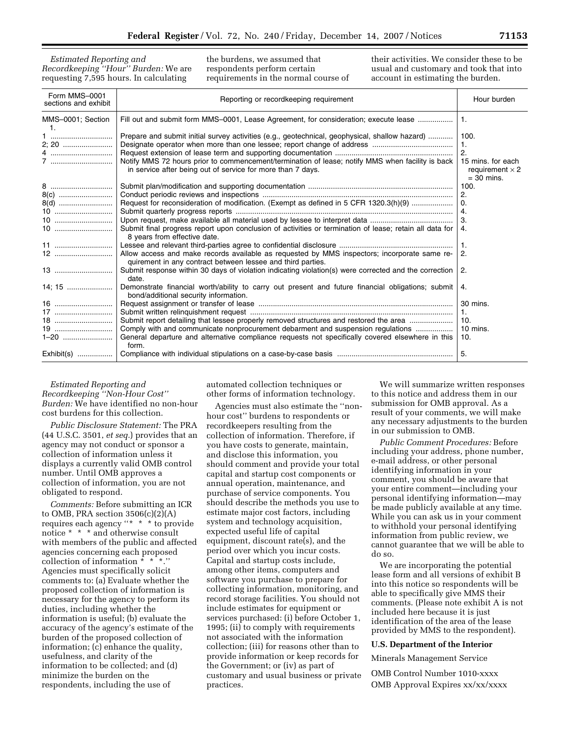*Estimated Reporting and Recordkeeping "Hour" Burden:* We are requesting 7,595 hours. In calculating the burdens, we assumed that respondents perform certain requirements in the normal course of their activities. We consider these to be usual and customary and took that into account in estimating the burden.

| Form MMS–0001 sections and exhibit | Reporting or recordkeeping requirement | Hour burden |
|---|---|---|
| MMS–0001; Section 1. | Fill out and submit form MMS–0001, Lease Agreement, for consideration; execute lease | 1. |
| 1 | Prepare and submit initial survey activities (e.g., geotechnical, geophysical, shallow hazard) | 100. |
| 2; 20 | Designate operator when more than one lessee; report change of address | 1. |
| 4 | Request extension of lease term and supporting documentation | 2. |
| 7 | Notify MMS 72 hours prior to commencement/termination of lease; notify MMS when facility is back in service after being out of service for more than 7 days. | 15 mins. for each requirement × 2 = 30 mins. |
| 8 | Submit plan/modification and supporting documentation | 100. |
| 8(c) | Conduct periodic reviews and inspections | 2. |
| 8(d) | Request for reconsideration of modification. (Exempt as defined in 5 CFR 1320.3(h)(9) | 0. |
| 10 | Submit quarterly progress reports | 4. |
| 10 | Upon request, make available all material used by lessee to interpret data | 3. |
| 10 | Submit final progress report upon conclusion of activities or termination of lease; retain all data for 8 years from effective date. | 4. |
| 11 | Lessee and relevant third-parties agree to confidential disclosure | 1. |
| 12 | Allow access and make records available as requested by MMS inspectors; incorporate same requirement in any contract between lessee and third parties. | 2. |
| 13 | Submit response within 30 days of violation indicating violation(s) were corrected and the correction date. | 2. |
| 14; 15 | Demonstrate financial worth/ability to carry out present and future financial obligations; submit bond/additional security information. | 4. |
| 16 | Request assignment or transfer of lease | 30 mins. |
| 17 | Submit written relinquishment request | 1. |
| 18 | Submit report detailing that lessee properly removed structures and restored the area | 10. |
| 19 | Comply with and communicate nonprocurement debarment and suspension regulations | 10 mins. |
| 1–20 | General departure and alternative compliance requests not specifically covered elsewhere in this form. | 10. |
| Exhibit(s) | Compliance with individual stipulations on a case-by-case basis | 5. |

*Estimated Reporting and Recordkeeping "Non-Hour Cost" Burden:* We have identified no non-hour cost burdens for this collection.

*Public Disclosure Statement:* The PRA (44 U.S.C. 3501, *et seq.*) provides that an agency may not conduct or sponsor a collection of information unless it displays a currently valid OMB control number. Until OMB approves a collection of information, you are not obligated to respond.

*Comments:* Before submitting an ICR to OMB, PRA section 3506(c)(2)(A) requires each agency "* * * to provide notice * * * and otherwise consult with members of the public and affected agencies concerning each proposed collection of information * * *." Agencies must specifically solicit comments to: (a) Evaluate whether the proposed collection of information is necessary for the agency to perform its duties, including whether the information is useful; (b) evaluate the accuracy of the agency's estimate of the burden of the proposed collection of information; (c) enhance the quality, usefulness, and clarity of the information to be collected; and (d) minimize the burden on the respondents, including the use of automated collection techniques or other forms of information technology.

Agencies must also estimate the "non-hour cost" burdens to respondents or recordkeepers resulting from the collection of information. Therefore, if you have costs to generate, maintain, and disclose this information, you should comment and provide your total capital and startup cost components or annual operation, maintenance, and purchase of service components. You should describe the methods you use to estimate major cost factors, including system and technology acquisition, expected useful life of capital equipment, discount rate(s), and the period over which you incur costs. Capital and startup costs include, among other items, computers and software you purchase to prepare for collecting information, monitoring, and record storage facilities. You should not include estimates for equipment or services purchased: (i) before October 1, 1995; (ii) to comply with requirements not associated with the information collection; (iii) for reasons other than to provide information or keep records for the Government; or (iv) as part of customary and usual business or private practices.

We will summarize written responses to this notice and address them in our submission for OMB approval. As a result of your comments, we will make any necessary adjustments to the burden in our submission to OMB.

*Public Comment Procedures:* Before including your address, phone number, e-mail address, or other personal identifying information in your comment, you should be aware that your entire comment—including your personal identifying information—may be made publicly available at any time. While you can ask us in your comment to withhold your personal identifying information from public review, we cannot guarantee that we will be able to do so.

We are incorporating the potential lease form and all versions of exhibit B into this notice so respondents will be able to specifically give MMS their comments. (Please note exhibit A is not included here because it is just identification of the area of the lease provided by MMS to the respondent).

**U.S. Department of the Interior**

Minerals Management Service

OMB Control Number 1010-xxxx
OMB Approval Expires xx/xx/xxxx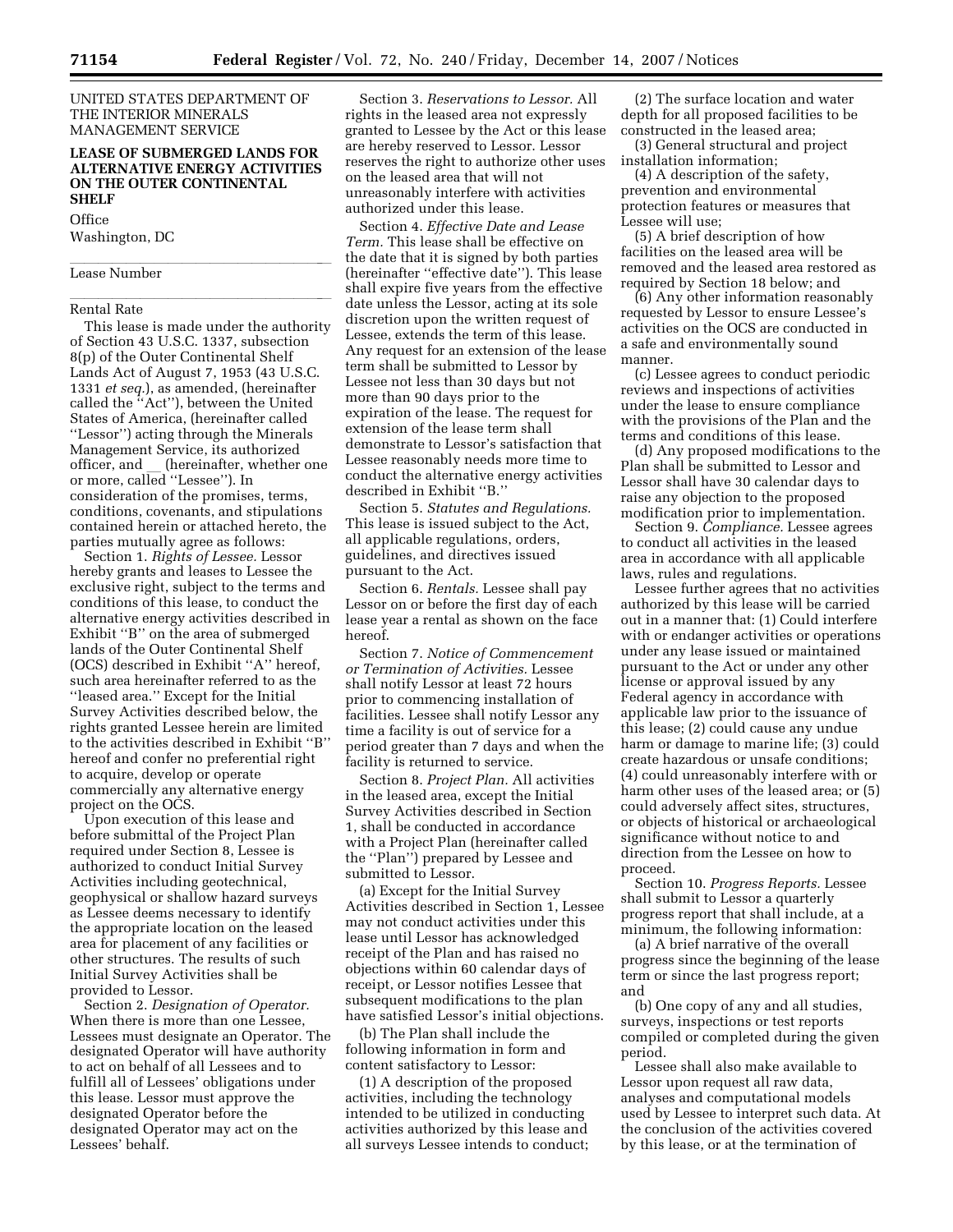UNITED STATES DEPARTMENT OF THE INTERIOR MINERALS MANAGEMENT SERVICE

## LEASE OF SUBMERGED LANDS FOR ALTERNATIVE ENERGY ACTIVITIES ON THE OUTER CONTINENTAL SHELF

Office

Washington, DC

Lease Number

Rental Rate

This lease is made under the authority of Section 43 U.S.C. 1337, subsection 8(p) of the Outer Continental Shelf Lands Act of August 7, 1953 (43 U.S.C. 1331 *et seq.*), as amended, (hereinafter called the ''Act''), between the United States of America, (hereinafter called ''Lessor'') acting through the Minerals Management Service, its authorized officer, and __ (hereinafter, whether one or more, called ''Lessee''). In consideration of the promises, terms, conditions, covenants, and stipulations contained herein or attached hereto, the parties mutually agree as follows:

Section 1. *Rights of Lessee.* Lessor hereby grants and leases to Lessee the exclusive right, subject to the terms and conditions of this lease, to conduct the alternative energy activities described in Exhibit ''B'' on the area of submerged lands of the Outer Continental Shelf (OCS) described in Exhibit ''A'' hereof, such area hereinafter referred to as the ''leased area.'' Except for the Initial Survey Activities described below, the rights granted Lessee herein are limited to the activities described in Exhibit ''B'' hereof and confer no preferential right to acquire, develop or operate commercially any alternative energy project on the OCS.

Upon execution of this lease and before submittal of the Project Plan required under Section 8, Lessee is authorized to conduct Initial Survey Activities including geotechnical, geophysical or shallow hazard surveys as Lessee deems necessary to identify the appropriate location on the leased area for placement of any facilities or other structures. The results of such Initial Survey Activities shall be provided to Lessor.

Section 2. *Designation of Operator.* When there is more than one Lessee, Lessees must designate an Operator. The designated Operator will have authority to act on behalf of all Lessees and to fulfill all of Lessees' obligations under this lease. Lessor must approve the designated Operator before the designated Operator may act on the Lessees' behalf.

Section 3. *Reservations to Lessor.* All rights in the leased area not expressly granted to Lessee by the Act or this lease are hereby reserved to Lessor. Lessor reserves the right to authorize other uses on the leased area that will not unreasonably interfere with activities authorized under this lease.

Section 4. *Effective Date and Lease Term.* This lease shall be effective on the date that it is signed by both parties (hereinafter ''effective date''). This lease shall expire five years from the effective date unless the Lessor, acting at its sole discretion upon the written request of Lessee, extends the term of this lease. Any request for an extension of the lease term shall be submitted to Lessor by Lessee not less than 30 days but not more than 90 days prior to the expiration of the lease. The request for extension of the lease term shall demonstrate to Lessor's satisfaction that Lessee reasonably needs more time to conduct the alternative energy activities described in Exhibit ''B.''

Section 5. *Statutes and Regulations.* This lease is issued subject to the Act, all applicable regulations, orders, guidelines, and directives issued pursuant to the Act.

Section 6. *Rentals.* Lessee shall pay Lessor on or before the first day of each lease year a rental as shown on the face hereof.

Section 7. *Notice of Commencement or Termination of Activities.* Lessee shall notify Lessor at least 72 hours prior to commencing installation of facilities. Lessee shall notify Lessor any time a facility is out of service for a period greater than 7 days and when the facility is returned to service.

Section 8. *Project Plan.* All activities in the leased area, except the Initial Survey Activities described in Section 1, shall be conducted in accordance with a Project Plan (hereinafter called the ''Plan'') prepared by Lessee and submitted to Lessor.

(a) Except for the Initial Survey Activities described in Section 1, Lessee may not conduct activities under this lease until Lessor has acknowledged receipt of the Plan and has raised no objections within 60 calendar days of receipt, or Lessor notifies Lessee that subsequent modifications to the plan have satisfied Lessor's initial objections.

(b) The Plan shall include the following information in form and content satisfactory to Lessor:

(1) A description of the proposed activities, including the technology intended to be utilized in conducting activities authorized by this lease and all surveys Lessee intends to conduct;

(2) The surface location and water depth for all proposed facilities to be constructed in the leased area;

(3) General structural and project installation information;

(4) A description of the safety, prevention and environmental protection features or measures that Lessee will use;

(5) A brief description of how facilities on the leased area will be removed and the leased area restored as required by Section 18 below; and

(6) Any other information reasonably requested by Lessor to ensure Lessee's activities on the OCS are conducted in a safe and environmentally sound manner.

(c) Lessee agrees to conduct periodic reviews and inspections of activities under the lease to ensure compliance with the provisions of the Plan and the terms and conditions of this lease.

(d) Any proposed modifications to the Plan shall be submitted to Lessor and Lessor shall have 30 calendar days to raise any objection to the proposed modification prior to implementation.

Section 9. *Compliance.* Lessee agrees to conduct all activities in the leased area in accordance with all applicable laws, rules and regulations.

Lessee further agrees that no activities authorized by this lease will be carried out in a manner that: (1) Could interfere with or endanger activities or operations under any lease issued or maintained pursuant to the Act or under any other license or approval issued by any Federal agency in accordance with applicable law prior to the issuance of this lease; (2) could cause any undue harm or damage to marine life; (3) could create hazardous or unsafe conditions; (4) could unreasonably interfere with or harm other uses of the leased area; or (5) could adversely affect sites, structures, or objects of historical or archaeological significance without notice to and direction from the Lessee on how to proceed.

Section 10. *Progress Reports.* Lessee shall submit to Lessor a quarterly progress report that shall include, at a minimum, the following information:

(a) A brief narrative of the overall progress since the beginning of the lease term or since the last progress report; and

(b) One copy of any and all studies, surveys, inspections or test reports compiled or completed during the given period.

Lessee shall also make available to Lessor upon request all raw data, analyses and computational models used by Lessee to interpret such data. At the conclusion of the activities covered by this lease, or at the termination of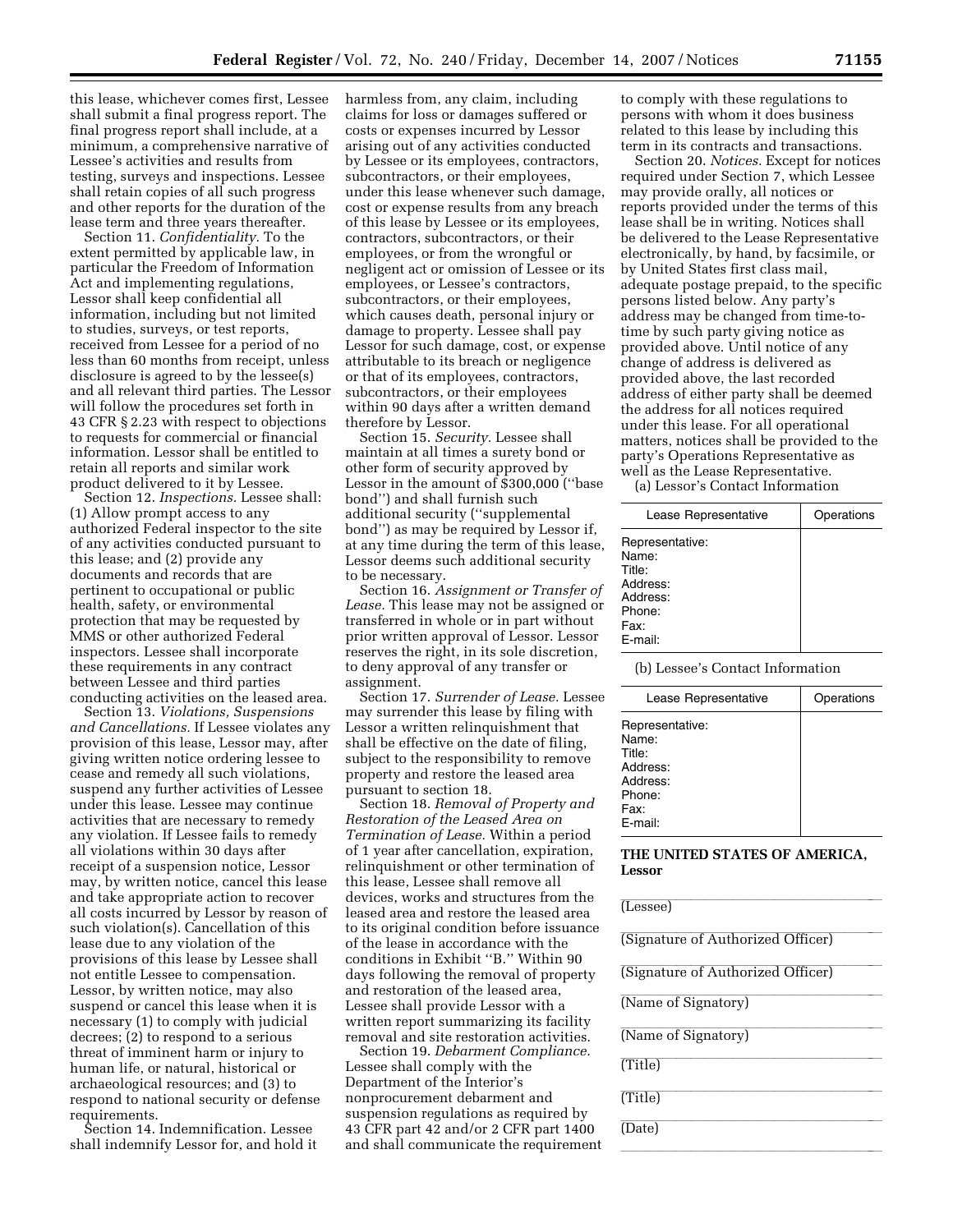this lease, whichever comes first, Lessee shall submit a final progress report. The final progress report shall include, at a minimum, a comprehensive narrative of Lessee's activities and results from testing, surveys and inspections. Lessee shall retain copies of all such progress and other reports for the duration of the lease term and three years thereafter.

Section 11. *Confidentiality.* To the extent permitted by applicable law, in particular the Freedom of Information Act and implementing regulations, Lessor shall keep confidential all information, including but not limited to studies, surveys, or test reports, received from Lessee for a period of no less than 60 months from receipt, unless disclosure is agreed to by the lessee(s) and all relevant third parties. The Lessor will follow the procedures set forth in 43 CFR § 2.23 with respect to objections to requests for commercial or financial information. Lessor shall be entitled to retain all reports and similar work product delivered to it by Lessee.

Section 12. *Inspections.* Lessee shall: (1) Allow prompt access to any authorized Federal inspector to the site of any activities conducted pursuant to this lease; and (2) provide any documents and records that are pertinent to occupational or public health, safety, or environmental protection that may be requested by MMS or other authorized Federal inspectors. Lessee shall incorporate these requirements in any contract between Lessee and third parties conducting activities on the leased area.

Section 13. *Violations, Suspensions and Cancellations.* If Lessee violates any provision of this lease, Lessor may, after giving written notice ordering lessee to cease and remedy all such violations, suspend any further activities of Lessee under this lease. Lessee may continue activities that are necessary to remedy any violation. If Lessee fails to remedy all violations within 30 days after receipt of a suspension notice, Lessor may, by written notice, cancel this lease and take appropriate action to recover all costs incurred by Lessor by reason of such violation(s). Cancellation of this lease due to any violation of the provisions of this lease by Lessee shall not entitle Lessee to compensation. Lessor, by written notice, may also suspend or cancel this lease when it is necessary (1) to comply with judicial decrees; (2) to respond to a serious threat of imminent harm or injury to human life, or natural, historical or archaeological resources; and (3) to respond to national security or defense requirements.

Section 14. Indemnification. Lessee shall indemnify Lessor for, and hold it harmless from, any claim, including claims for loss or damages suffered or costs or expenses incurred by Lessor arising out of any activities conducted by Lessee or its employees, contractors, subcontractors, or their employees, under this lease whenever such damage, cost or expense results from any breach of this lease by Lessee or its employees, contractors, subcontractors, or their employees, or from the wrongful or negligent act or omission of Lessee or its employees, or Lessee's contractors, subcontractors, or their employees, which causes death, personal injury or damage to property. Lessee shall pay Lessor for such damage, cost, or expense attributable to its breach or negligence or that of its employees, contractors, subcontractors, or their employees within 90 days after a written demand therefore by Lessor.

Section 15. *Security.* Lessee shall maintain at all times a surety bond or other form of security approved by Lessor in the amount of $300,000 (''base bond'') and shall furnish such additional security (''supplemental bond'') as may be required by Lessor if, at any time during the term of this lease, Lessor deems such additional security to be necessary.

Section 16. *Assignment or Transfer of Lease.* This lease may not be assigned or transferred in whole or in part without prior written approval of Lessor. Lessor reserves the right, in its sole discretion, to deny approval of any transfer or assignment.

Section 17. *Surrender of Lease.* Lessee may surrender this lease by filing with Lessor a written relinquishment that shall be effective on the date of filing, subject to the responsibility to remove property and restore the leased area pursuant to section 18.

Section 18. *Removal of Property and Restoration of the Leased Area on Termination of Lease.* Within a period of 1 year after cancellation, expiration, relinquishment or other termination of this lease, Lessee shall remove all devices, works and structures from the leased area and restore the leased area to its original condition before issuance of the lease in accordance with the conditions in Exhibit ''B.'' Within 90 days following the removal of property and restoration of the leased area, Lessee shall provide Lessor with a written report summarizing its facility removal and site restoration activities.

Section 19. *Debarment Compliance.* Lessee shall comply with the Department of the Interior's nonprocurement debarment and suspension regulations as required by 43 CFR part 42 and/or 2 CFR part 1400 and shall communicate the requirement to comply with these regulations to persons with whom it does business related to this lease by including this term in its contracts and transactions.

Section 20. *Notices.* Except for notices required under Section 7, which Lessee may provide orally, all notices or reports provided under the terms of this lease shall be in writing. Notices shall be delivered to the Lease Representative electronically, by hand, by facsimile, or by United States first class mail, adequate postage prepaid, to the specific persons listed below. Any party's address may be changed from time-to-time by such party giving notice as provided above. Until notice of any change of address is delivered as provided above, the last recorded address of either party shall be deemed the address for all notices required under this lease. For all operational matters, notices shall be provided to the party's Operations Representative as well as the Lease Representative.

(a) Lessor's Contact Information

| Lease Representative | Operations |
| --- | --- |
| Representative:<br>Name:<br>Title:<br>Address:<br>Address:<br>Phone:<br>Fax:<br>E-mail: | |

(b) Lessee's Contact Information

| Lease Representative | Operations |
| --- | --- |
| Representative:<br>Name:<br>Title:<br>Address:<br>Address:<br>Phone:<br>Fax:<br>E-mail: | |

**THE UNITED STATES OF AMERICA, Lessor**

_______________________________
(Lessee)

_______________________________
(Signature of Authorized Officer)

_______________________________
(Signature of Authorized Officer)

_______________________________
(Name of Signatory)

_______________________________
(Name of Signatory)

_______________________________
(Title)

_______________________________
(Title)

_______________________________
(Date)

_______________________________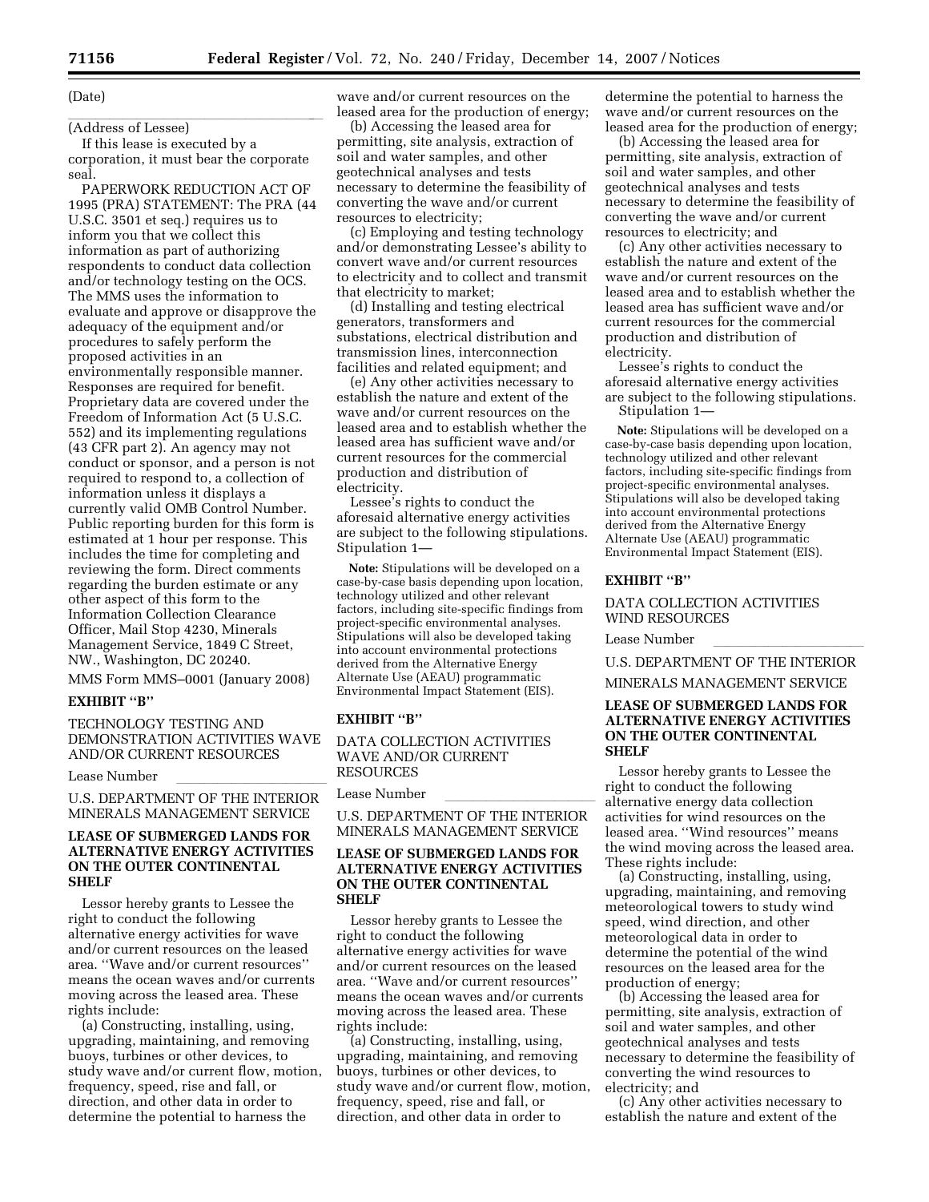(Date)

(Address of Lessee)

If this lease is executed by a corporation, it must bear the corporate seal.

PAPERWORK REDUCTION ACT OF 1995 (PRA) STATEMENT: The PRA (44 U.S.C. 3501 et seq.) requires us to inform you that we collect this information as part of authorizing respondents to conduct data collection and/or technology testing on the OCS. The MMS uses the information to evaluate and approve or disapprove the adequacy of the equipment and/or procedures to safely perform the proposed activities in an environmentally responsible manner. Responses are required for benefit. Proprietary data are covered under the Freedom of Information Act (5 U.S.C. 552) and its implementing regulations (43 CFR part 2). An agency may not conduct or sponsor, and a person is not required to respond to, a collection of information unless it displays a currently valid OMB Control Number. Public reporting burden for this form is estimated at 1 hour per response. This includes the time for completing and reviewing the form. Direct comments regarding the burden estimate or any other aspect of this form to the Information Collection Clearance Officer, Mail Stop 4230, Minerals Management Service, 1849 C Street, NW., Washington, DC 20240.

MMS Form MMS–0001 (January 2008)

**EXHIBIT ''B''**

TECHNOLOGY TESTING AND DEMONSTRATION ACTIVITIES WAVE AND/OR CURRENT RESOURCES

Lease Number

U.S. DEPARTMENT OF THE INTERIOR MINERALS MANAGEMENT SERVICE

**LEASE OF SUBMERGED LANDS FOR ALTERNATIVE ENERGY ACTIVITIES ON THE OUTER CONTINENTAL SHELF**

Lessor hereby grants to Lessee the right to conduct the following alternative energy activities for wave and/or current resources on the leased area. ''Wave and/or current resources'' means the ocean waves and/or currents moving across the leased area. These rights include:

(a) Constructing, installing, using, upgrading, maintaining, and removing buoys, turbines or other devices, to study wave and/or current flow, motion, frequency, speed, rise and fall, or direction, and other data in order to determine the potential to harness the wave and/or current resources on the leased area for the production of energy;

(b) Accessing the leased area for permitting, site analysis, extraction of soil and water samples, and other geotechnical analyses and tests necessary to determine the feasibility of converting the wave and/or current resources to electricity;

(c) Employing and testing technology and/or demonstrating Lessee's ability to convert wave and/or current resources to electricity and to collect and transmit that electricity to market;

(d) Installing and testing electrical generators, transformers and substations, electrical distribution and transmission lines, interconnection facilities and related equipment; and

(e) Any other activities necessary to establish the nature and extent of the wave and/or current resources on the leased area and to establish whether the leased area has sufficient wave and/or current resources for the commercial production and distribution of electricity.

Lessee's rights to conduct the aforesaid alternative energy activities are subject to the following stipulations.

Stipulation 1—

**Note:** Stipulations will be developed on a case-by-case basis depending upon location, technology utilized and other relevant factors, including site-specific findings from project-specific environmental analyses. Stipulations will also be developed taking into account environmental protections derived from the Alternative Energy Alternate Use (AEAU) programmatic Environmental Impact Statement (EIS).

**EXHIBIT ''B''**

DATA COLLECTION ACTIVITIES WAVE AND/OR CURRENT RESOURCES

Lease Number

U.S. DEPARTMENT OF THE INTERIOR MINERALS MANAGEMENT SERVICE

**LEASE OF SUBMERGED LANDS FOR ALTERNATIVE ENERGY ACTIVITIES ON THE OUTER CONTINENTAL SHELF**

Lessor hereby grants to Lessee the right to conduct the following alternative energy activities for wave and/or current resources on the leased area. ''Wave and/or current resources'' means the ocean waves and/or currents moving across the leased area. These rights include:

(a) Constructing, installing, using, upgrading, maintaining, and removing buoys, turbines or other devices, to study wave and/or current flow, motion, frequency, speed, rise and fall, or direction, and other data in order to determine the potential to harness the wave and/or current resources on the leased area for the production of energy;

(b) Accessing the leased area for permitting, site analysis, extraction of soil and water samples, and other geotechnical analyses and tests necessary to determine the feasibility of converting the wave and/or current resources to electricity; and

(c) Any other activities necessary to establish the nature and extent of the wave and/or current resources on the leased area and to establish whether the leased area has sufficient wave and/or current resources for the commercial production and distribution of electricity.

Lessee's rights to conduct the aforesaid alternative energy activities are subject to the following stipulations.

Stipulation 1—

**Note:** Stipulations will be developed on a case-by-case basis depending upon location, technology utilized and other relevant factors, including site-specific findings from project-specific environmental analyses. Stipulations will also be developed taking into account environmental protections derived from the Alternative Energy Alternate Use (AEAU) programmatic Environmental Impact Statement (EIS).

**EXHIBIT ''B''**

DATA COLLECTION ACTIVITIES WIND RESOURCES

Lease Number

U.S. DEPARTMENT OF THE INTERIOR

MINERALS MANAGEMENT SERVICE

**LEASE OF SUBMERGED LANDS FOR ALTERNATIVE ENERGY ACTIVITIES ON THE OUTER CONTINENTAL SHELF**

Lessor hereby grants to Lessee the right to conduct the following alternative energy data collection activities for wind resources on the leased area. ''Wind resources'' means the wind moving across the leased area. These rights include:

(a) Constructing, installing, using, upgrading, maintaining, and removing meteorological towers to study wind speed, wind direction, and other meteorological data in order to determine the potential of the wind resources on the leased area for the production of energy;

(b) Accessing the leased area for permitting, site analysis, extraction of soil and water samples, and other geotechnical analyses and tests necessary to determine the feasibility of converting the wind resources to electricity; and

(c) Any other activities necessary to establish the nature and extent of the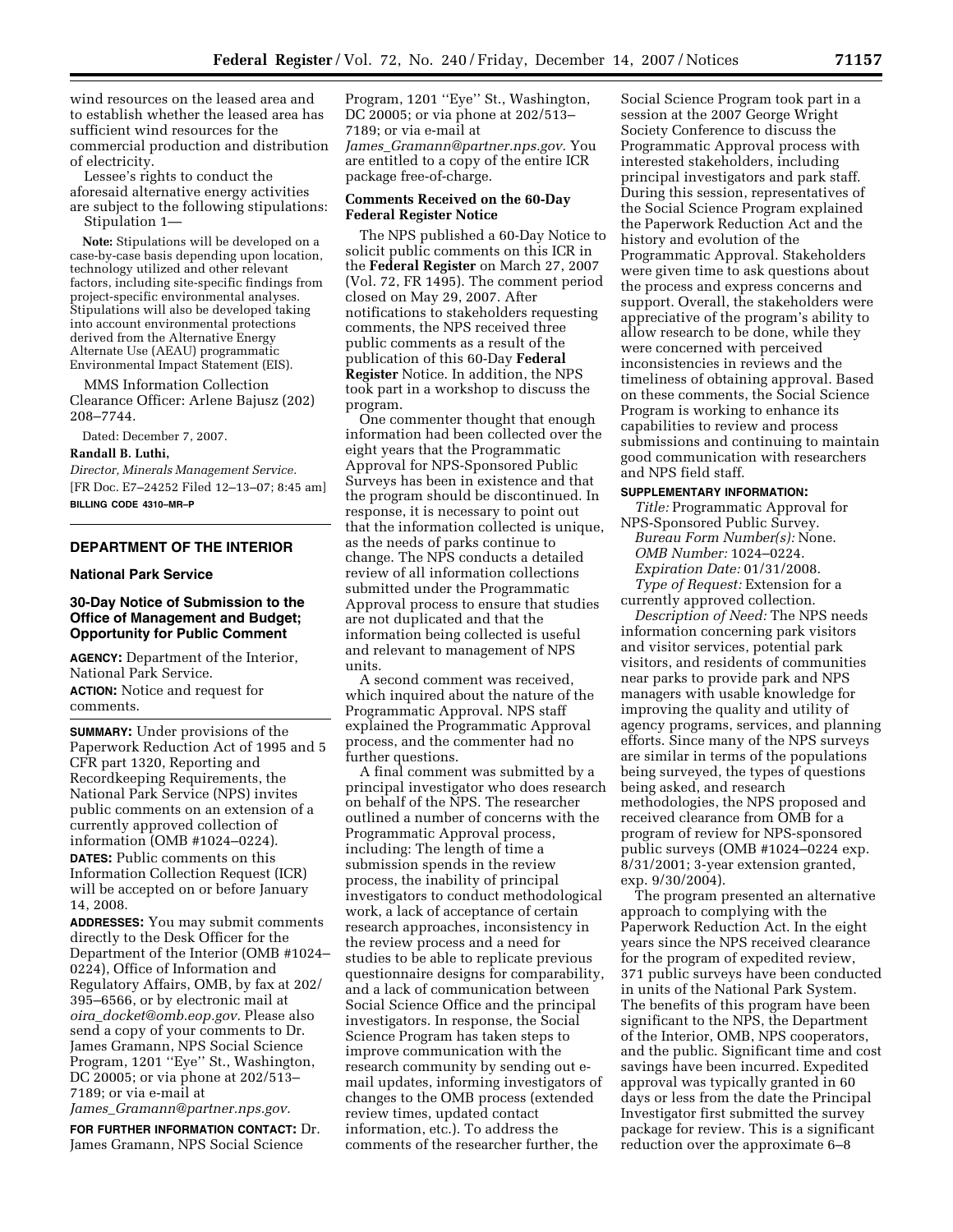wind resources on the leased area and to establish whether the leased area has sufficient wind resources for the commercial production and distribution of electricity.

Lessee's rights to conduct the aforesaid alternative energy activities are subject to the following stipulations:

Stipulation 1—

**Note:** Stipulations will be developed on a case-by-case basis depending upon location, technology utilized and other relevant factors, including site-specific findings from project-specific environmental analyses. Stipulations will also be developed taking into account environmental protections derived from the Alternative Energy Alternate Use (AEAU) programmatic Environmental Impact Statement (EIS).

MMS Information Collection Clearance Officer: Arlene Bajusz (202) 208–7744.

Dated: December 7, 2007.

**Randall B. Luthi,**

*Director, Minerals Management Service.*

[FR Doc. E7–24252 Filed 12–13–07; 8:45 am]

**BILLING CODE 4310–MR–P**

---

## DEPARTMENT OF THE INTERIOR

### National Park Service

### 30-Day Notice of Submission to the Office of Management and Budget; Opportunity for Public Comment

**AGENCY:** Department of the Interior, National Park Service.

**ACTION:** Notice and request for comments.

**SUMMARY:** Under provisions of the Paperwork Reduction Act of 1995 and 5 CFR part 1320, Reporting and Recordkeeping Requirements, the National Park Service (NPS) invites public comments on an extension of a currently approved collection of information (OMB #1024–0224).

**DATES:** Public comments on this Information Collection Request (ICR) will be accepted on or before January 14, 2008.

**ADDRESSES:** You may submit comments directly to the Desk Officer for the Department of the Interior (OMB #1024–0224), Office of Information and Regulatory Affairs, OMB, by fax at 202/395–6566, or by electronic mail at *oira_docket@omb.eop.gov.* Please also send a copy of your comments to Dr. James Gramann, NPS Social Science Program, 1201 ''Eye'' St., Washington, DC 20005; or via phone at 202/513–7189; or via e-mail at *James_Gramann@partner.nps.gov.*

**FOR FURTHER INFORMATION CONTACT:** Dr. James Gramann, NPS Social Science Program, 1201 ''Eye'' St., Washington, DC 20005; or via phone at 202/513–7189; or via e-mail at *James_Gramann@partner.nps.gov.* You are entitled to a copy of the entire ICR package free-of-charge.

**Comments Received on the 60-Day Federal Register Notice**

The NPS published a 60-Day Notice to solicit public comments on this ICR in the **Federal Register** on March 27, 2007 (Vol. 72, FR 1495). The comment period closed on May 29, 2007. After notifications to stakeholders requesting comments, the NPS received three public comments as a result of the publication of this 60-Day **Federal Register** Notice. In addition, the NPS took part in a workshop to discuss the program.

One commenter thought that enough information had been collected over the eight years that the Programmatic Approval for NPS-Sponsored Public Surveys has been in existence and that the program should be discontinued. In response, it is necessary to point out that the information collected is unique, as the needs of parks continue to change. The NPS conducts a detailed review of all information collections submitted under the Programmatic Approval process to ensure that studies are not duplicated and that the information being collected is useful and relevant to management of NPS units.

A second comment was received, which inquired about the nature of the Programmatic Approval. NPS staff explained the Programmatic Approval process, and the commenter had no further questions.

A final comment was submitted by a principal investigator who does research on behalf of the NPS. The researcher outlined a number of concerns with the Programmatic Approval process, including: The length of time a submission spends in the review process, the inability of principal investigators to conduct methodological work, a lack of acceptance of certain research approaches, inconsistency in the review process and a need for studies to be able to replicate previous questionnaire designs for comparability, and a lack of communication between Social Science Office and the principal investigators. In response, the Social Science Program has taken steps to improve communication with the research community by sending out e-mail updates, informing investigators of changes to the OMB process (extended review times, updated contact information, etc.). To address the comments of the researcher further, the Social Science Program took part in a session at the 2007 George Wright Society Conference to discuss the Programmatic Approval process with interested stakeholders, including principal investigators and park staff. During this session, representatives of the Social Science Program explained the Paperwork Reduction Act and the history and evolution of the Programmatic Approval. Stakeholders were given time to ask questions about the process and express concerns and support. Overall, the stakeholders were appreciative of the program's ability to allow research to be done, while they were concerned with perceived inconsistencies in reviews and the timeliness of obtaining approval. Based on these comments, the Social Science Program is working to enhance its capabilities to review and process submissions and continuing to maintain good communication with researchers and NPS field staff.

**SUPPLEMENTARY INFORMATION:**

*Title:* Programmatic Approval for NPS-Sponsored Public Survey.

*Bureau Form Number(s):* None.

*OMB Number:* 1024–0224.

*Expiration Date:* 01/31/2008.

*Type of Request:* Extension for a currently approved collection.

*Description of Need:* The NPS needs information concerning park visitors and visitor services, potential park visitors, and residents of communities near parks to provide park and NPS managers with usable knowledge for improving the quality and utility of agency programs, services, and planning efforts. Since many of the NPS surveys are similar in terms of the populations being surveyed, the types of questions being asked, and research methodologies, the NPS proposed and received clearance from OMB for a program of review for NPS-sponsored public surveys (OMB #1024–0224 exp. 8/31/2001; 3-year extension granted, exp. 9/30/2004).

The program presented an alternative approach to complying with the Paperwork Reduction Act. In the eight years since the NPS received clearance for the program of expedited review, 371 public surveys have been conducted in units of the National Park System. The benefits of this program have been significant to the NPS, the Department of the Interior, OMB, NPS cooperators, and the public. Significant time and cost savings have been incurred. Expedited approval was typically granted in 60 days or less from the date the Principal Investigator first submitted the survey package for review. This is a significant reduction over the approximate 6–8